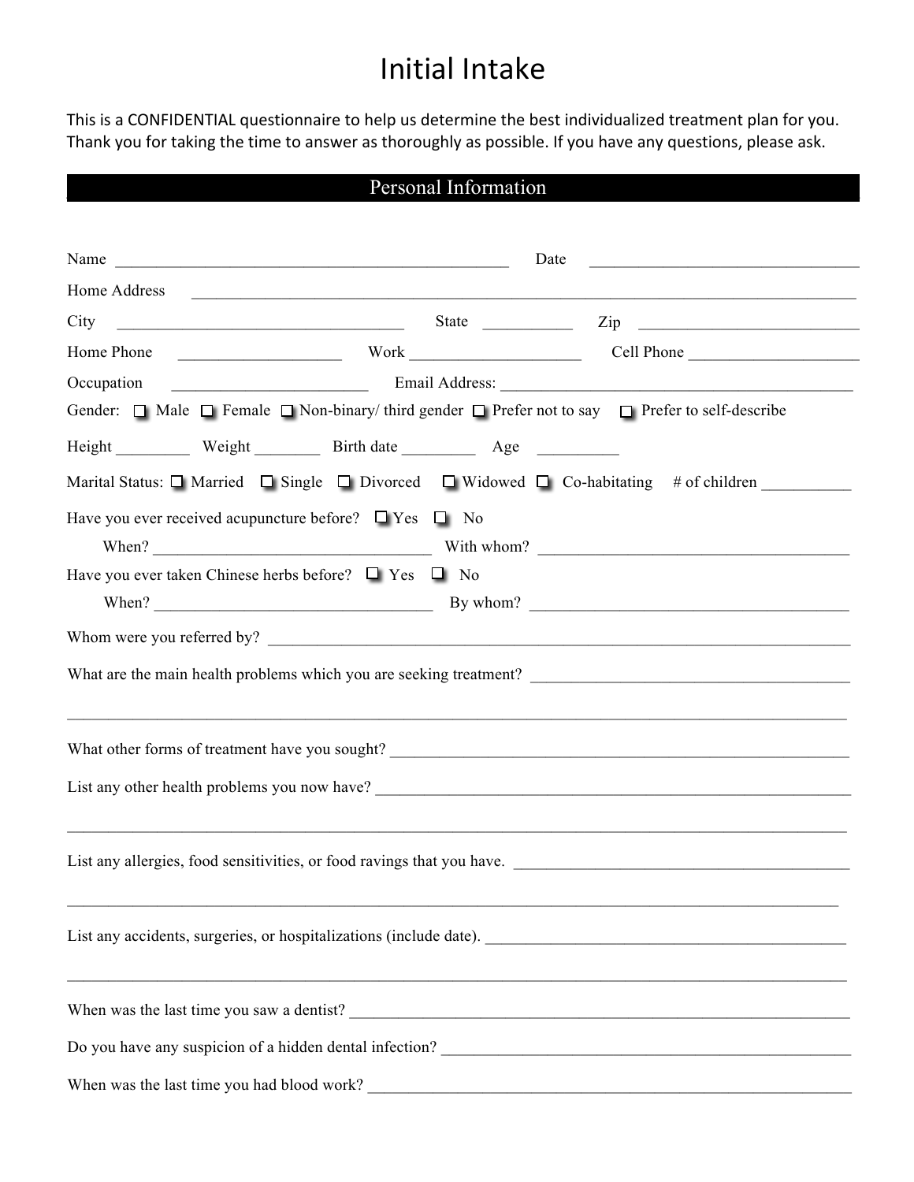# Initial Intake

This is a CONFIDENTIAL questionnaire to help us determine the best individualized treatment plan for you. Thank you for taking the time to answer as thoroughly as possible. If you have any questions, please ask.

## Personal Information

Name _______________________________________________ Date _________________________________

Home Address ____________________________________________________________________________

City _________________________________ State __________ Zip ___________________________

Home Phone ___________________ Work ___________________ Cell Phone ____________________

Occupation _______________________ Email Address: __________________________________________

Gender: ☐ Male ☐ Female ☐ Non-binary/ third gender ☐ Prefer not to say ☐ Prefer to self-describe

Height _________ Weight ________ Birth date _________ Age __________

Marital Status: ☐ Married ☐ Single ☐ Divorced ☐ Widowed ☐ Co-habitating # of children __________

Have you ever received acupuncture before? ☐ Yes ☐ No

When? _________________________________ With whom? ______________________________________

Have you ever taken Chinese herbs before? ☐ Yes ☐ No

When? _________________________________ By whom? ________________________________________

Whom were you referred by? _____________________________________________________________________

What are the main health problems which you are seeking treatment? _______________________________________

_____________________________________________________________________________________________

What other forms of treatment have you sought? ___________________________________________________________

List any other health problems you now have? _____________________________________________________________

_____________________________________________________________________________________________

List any allergies, food sensitivities, or food ravings that you have. _____________________________________________

_____________________________________________________________________________________________

List any accidents, surgeries, or hospitalizations (include date). ________________________________________________

_____________________________________________________________________________________________

When was the last time you saw a dentist? _______________________________________________________________

Do you have any suspicion of a hidden dental infection? ____________________________________________________

When was the last time you had blood work? _____________________________________________________________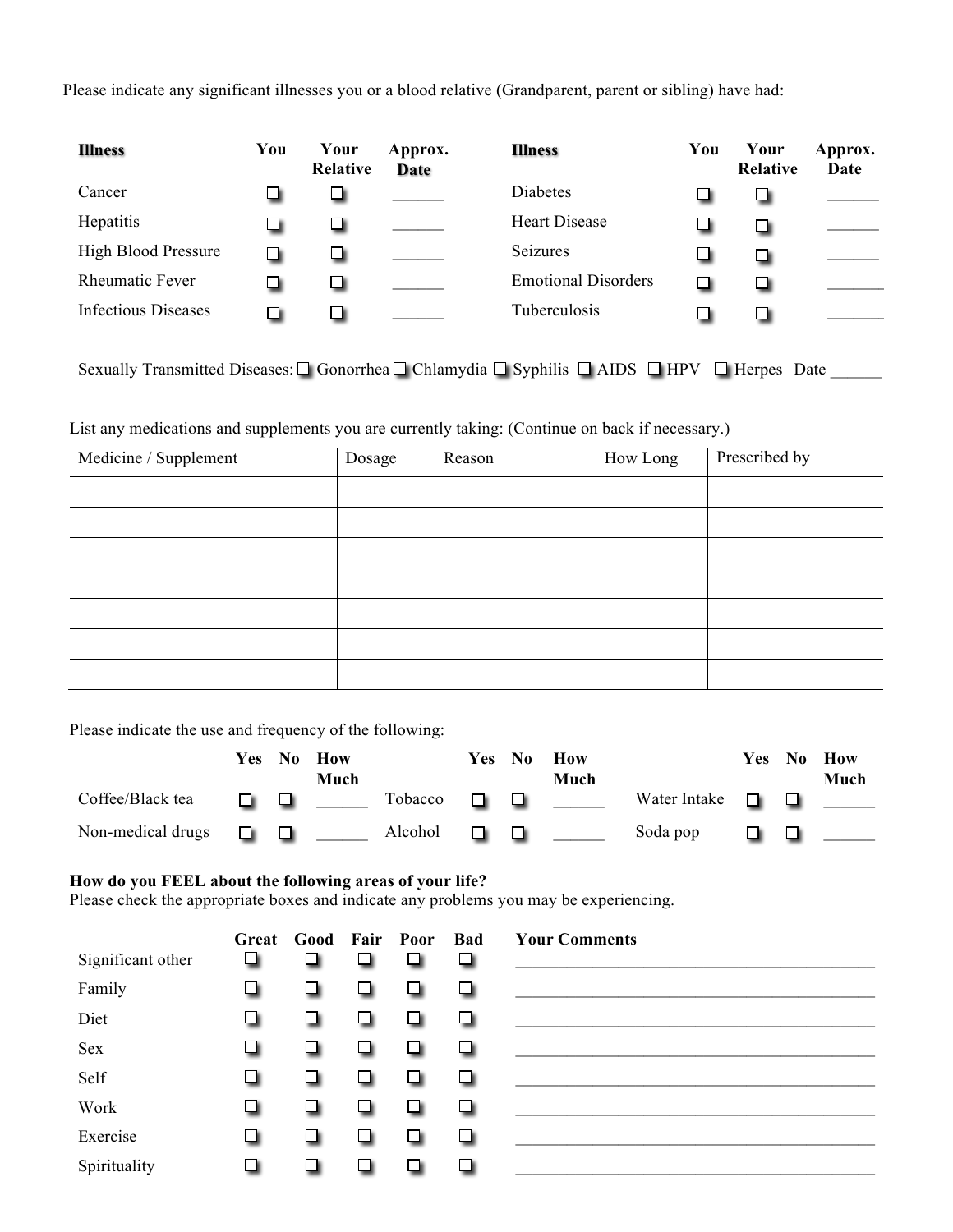Please indicate any significant illnesses you or a blood relative (Grandparent, parent or sibling) have had:

| **Illness** | You | Your Relative | Approx. Date | **Illness** | You | Your Relative | Approx. Date |
|---|---|---|---|---|---|---|---|
| Cancer | ☐ | ☐ | ______ | Diabetes | ☐ | ☐ | ______ |
| Hepatitis | ☐ | ☐ | ______ | Heart Disease | ☐ | ☐ | ______ |
| High Blood Pressure | ☐ | ☐ | ______ | Seizures | ☐ | ☐ | ______ |
| Rheumatic Fever | ☐ | ☐ | ______ | Emotional Disorders | ☐ | ☐ | _______ |
| Infectious Diseases | ☐ | ☐ | ______ | Tuberculosis | ☐ | ☐ | _______ |

Sexually Transmitted Diseases: ☐ Gonorrhea ☐ Chlamydia ☐ Syphilis ☐ AIDS ☐ HPV ☐ Herpes Date ______

List any medications and supplements you are currently taking: (Continue on back if necessary.)

| Medicine / Supplement | Dosage | Reason | How Long | Prescribed by |
|---|---|---|---|---|
| | | | | |
| | | | | |
| | | | | |
| | | | | |
| | | | | |
| | | | | |
| | | | | |

Please indicate the use and frequency of the following:

| | Yes | No | How Much | | Yes | No | How Much | | Yes | No | How Much |
|---|---|---|---|---|---|---|---|---|---|---|---|
| Coffee/Black tea | ☐ | ☐ | ______ | Tobacco | ☐ | ☐ | ______ | Water Intake | ☐ | ☐ | ______ |
| Non-medical drugs | ☐ | ☐ | ______ | Alcohol | ☐ | ☐ | ______ | Soda pop | ☐ | ☐ | ______ |

**How do you FEEL about the following areas of your life?**
Please check the appropriate boxes and indicate any problems you may be experiencing.

| | Great | Good | Fair | Poor | Bad | Your Comments |
|---|---|---|---|---|---|---|
| Significant other | ☐ | ☐ | ☐ | ☐ | ☐ | ______________________________ |
| Family | ☐ | ☐ | ☐ | ☐ | ☐ | ______________________________ |
| Diet | ☐ | ☐ | ☐ | ☐ | ☐ | ______________________________ |
| Sex | ☐ | ☐ | ☐ | ☐ | ☐ | ______________________________ |
| Self | ☐ | ☐ | ☐ | ☐ | ☐ | ______________________________ |
| Work | ☐ | ☐ | ☐ | ☐ | ☐ | ______________________________ |
| Exercise | ☐ | ☐ | ☐ | ☐ | ☐ | ______________________________ |
| Spirituality | ☐ | ☐ | ☐ | ☐ | ☐ | ______________________________ |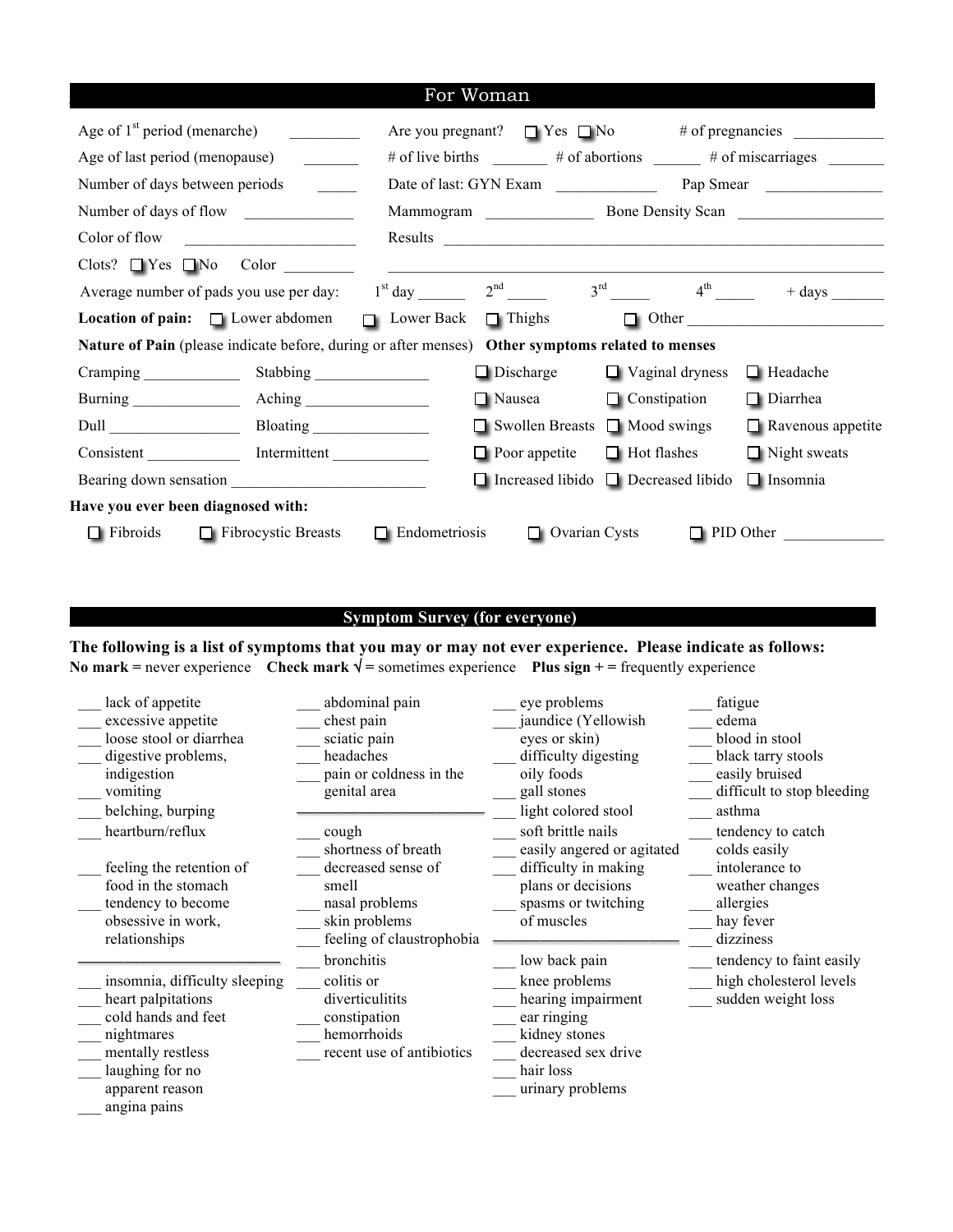## For Woman

Age of 1st period (menarche) _________ Are you pregnant? ☐ Yes ☐ No # of pregnancies ____________

Age of last period (menopause) _______ # of live births _______ # of abortions ______ # of miscarriages _______

Number of days between periods _____ Date of last: GYN Exam ____________ Pap Smear _______________

Number of days of flow ______________ Mammogram ______________ Bone Density Scan __________________

Color of flow _____________________ Results ________________________________________________

Clots? ☐ Yes ☐ No Color _________ ________________________________________________

Average number of pads you use per day: 1st day ______ 2nd _____ 3rd _____ 4th _____ + days _______

**Location of pain:** ☐ Lower abdomen ☐ Lower Back ☐ Thighs ☐ Other ________________________

**Nature of Pain** (please indicate before, during or after menses)

Cramping ____________ Stabbing _______________

Burning ______________ Aching _________________

Dull _________________ Bloating _______________

Consistent ____________ Intermittent _____________

Bearing down sensation _________________________

**Other symptoms related to menses**

☐ Discharge ☐ Vaginal dryness ☐ Headache

☐ Nausea ☐ Constipation ☐ Diarrhea

☐ Swollen Breasts ☐ Mood swings ☐ Ravenous appetite

☐ Poor appetite ☐ Hot flashes ☐ Night sweats

☐ Increased libido ☐ Decreased libido ☐ Insomnia

**Have you ever been diagnosed with:**

☐ Fibroids ☐ Fibrocystic Breasts ☐ Endometriosis ☐ Ovarian Cysts ☐ PID Other _____________

## Symptom Survey (for everyone)

**The following is a list of symptoms that you may or may not ever experience. Please indicate as follows:**
**No mark =** never experience **Check mark √ =** sometimes experience **Plus sign + =** frequently experience

___ lack of appetite
___ excessive appetite
___ loose stool or diarrhea
___ digestive problems, indigestion
___ vomiting
___ belching, burping
___ heartburn/reflux
___ feeling the retention of food in the stomach
___ tendency to become obsessive in work, relationships

---

___ insomnia, difficulty sleeping
___ heart palpitations
___ cold hands and feet
___ nightmares
___ mentally restless
___ laughing for no apparent reason
___ angina pains

___ abdominal pain
___ chest pain
___ sciatic pain
___ headaches
___ pain or coldness in the genital area

---

___ cough
___ shortness of breath
___ decreased sense of smell
___ nasal problems
___ skin problems
___ feeling of claustrophobia
___ bronchitis
___ colitis or diverticulitits
___ constipation
___ hemorrhoids
___ recent use of antibiotics

___ eye problems
___ jaundice (Yellowish eyes or skin)
___ difficulty digesting oily foods
___ gall stones
___ light colored stool
___ soft brittle nails
___ easily angered or agitated
___ difficulty in making plans or decisions
___ spasms or twitching of muscles

---

___ low back pain
___ knee problems
___ hearing impairment
___ ear ringing
___ kidney stones
___ decreased sex drive
___ hair loss
___ urinary problems

___ fatigue
___ edema
___ blood in stool
___ black tarry stools
___ easily bruised
___ difficult to stop bleeding
___ asthma
___ tendency to catch colds easily
___ intolerance to weather changes
___ allergies
___ hay fever
___ dizziness
___ tendency to faint easily
___ high cholesterol levels
___ sudden weight loss